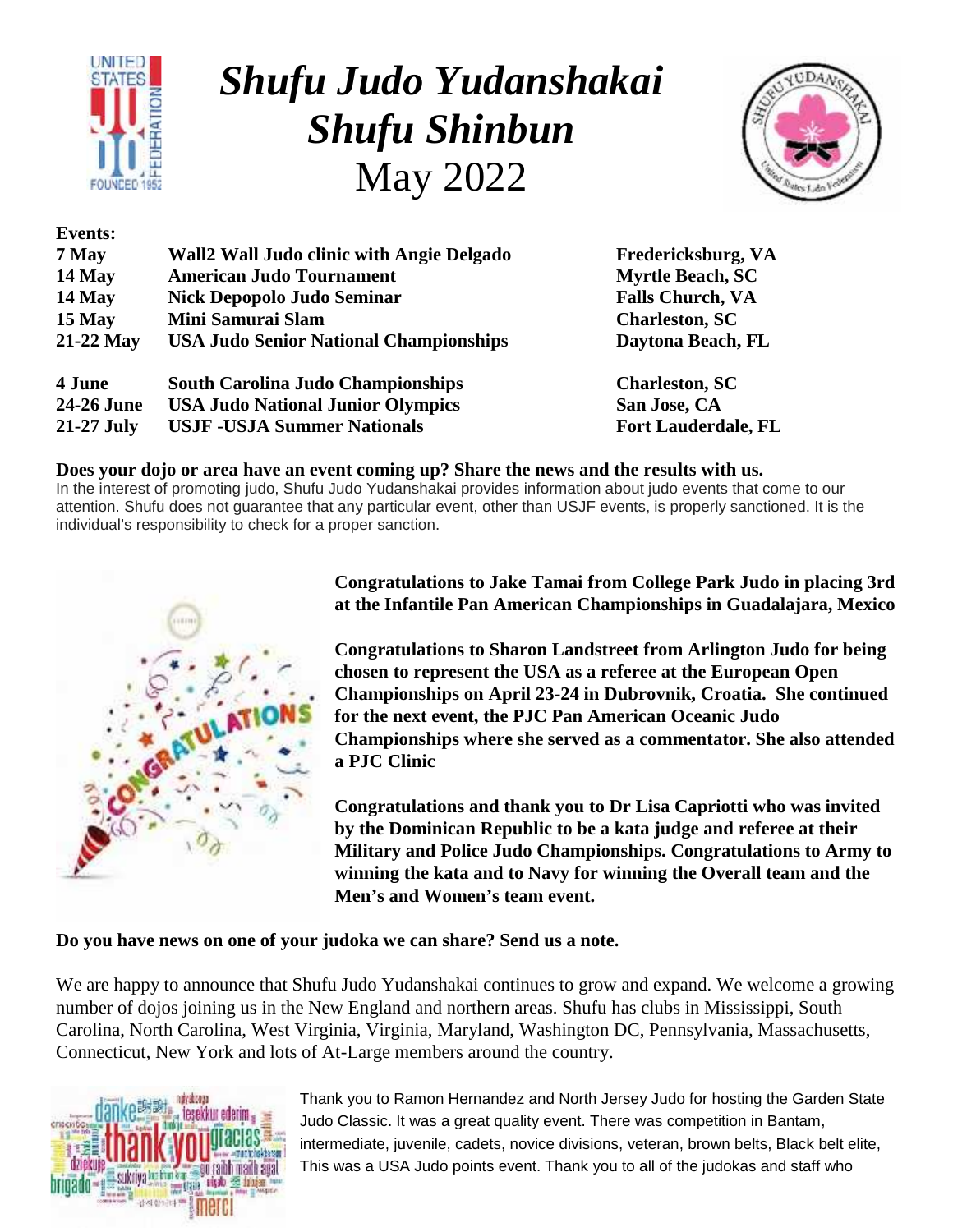# *Shufu Judo Yudanshakai*
# *Shufu Shinbun*
## May 2022

**Events:**

| | | |
|---|---|---|
| **7 May** | **Wall2 Wall Judo clinic with Angie Delgado** | **Fredericksburg, VA** |
| **14 May** | **American Judo Tournament** | **Myrtle Beach, SC** |
| **14 May** | **Nick Depopolo Judo Seminar** | **Falls Church, VA** |
| **15 May** | **Mini Samurai Slam** | **Charleston, SC** |
| **21-22 May** | **USA Judo Senior National Championships** | **Daytona Beach, FL** |
| **4 June** | **South Carolina Judo Championships** | **Charleston, SC** |
| **24-26 June** | **USA Judo National Junior Olympics** | **San Jose, CA** |
| **21-27 July** | **USJF -USJA Summer Nationals** | **Fort Lauderdale, FL** |

**Does your dojo or area have an event coming up? Share the news and the results with us.**

In the interest of promoting judo, Shufu Judo Yudanshakai provides information about judo events that come to our attention. Shufu does not guarantee that any particular event, other than USJF events, is properly sanctioned. It is the individual's responsibility to check for a proper sanction.

**Congratulations to Jake Tamai from College Park Judo in placing 3rd at the Infantile Pan American Championships in Guadalajara, Mexico**

**Congratulations to Sharon Landstreet from Arlington Judo for being chosen to represent the USA as a referee at the European Open Championships on April 23-24 in Dubrovnik, Croatia. She continued for the next event, the PJC Pan American Oceanic Judo Championships where she served as a commentator. She also attended a PJC Clinic**

**Congratulations and thank you to Dr Lisa Capriotti who was invited by the Dominican Republic to be a kata judge and referee at their Military and Police Judo Championships. Congratulations to Army to winning the kata and to Navy for winning the Overall team and the Men's and Women's team event.**

**Do you have news on one of your judoka we can share? Send us a note.**

We are happy to announce that Shufu Judo Yudanshakai continues to grow and expand. We welcome a growing number of dojos joining us in the New England and northern areas. Shufu has clubs in Mississippi, South Carolina, North Carolina, West Virginia, Virginia, Maryland, Washington DC, Pennsylvania, Massachusetts, Connecticut, New York and lots of At-Large members around the country.

Thank you to Ramon Hernandez and North Jersey Judo for hosting the Garden State Judo Classic. It was a great quality event. There was competition in Bantam, intermediate, juvenile, cadets, novice divisions, veteran, brown belts, Black belt elite, This was a USA Judo points event. Thank you to all of the judokas and staff who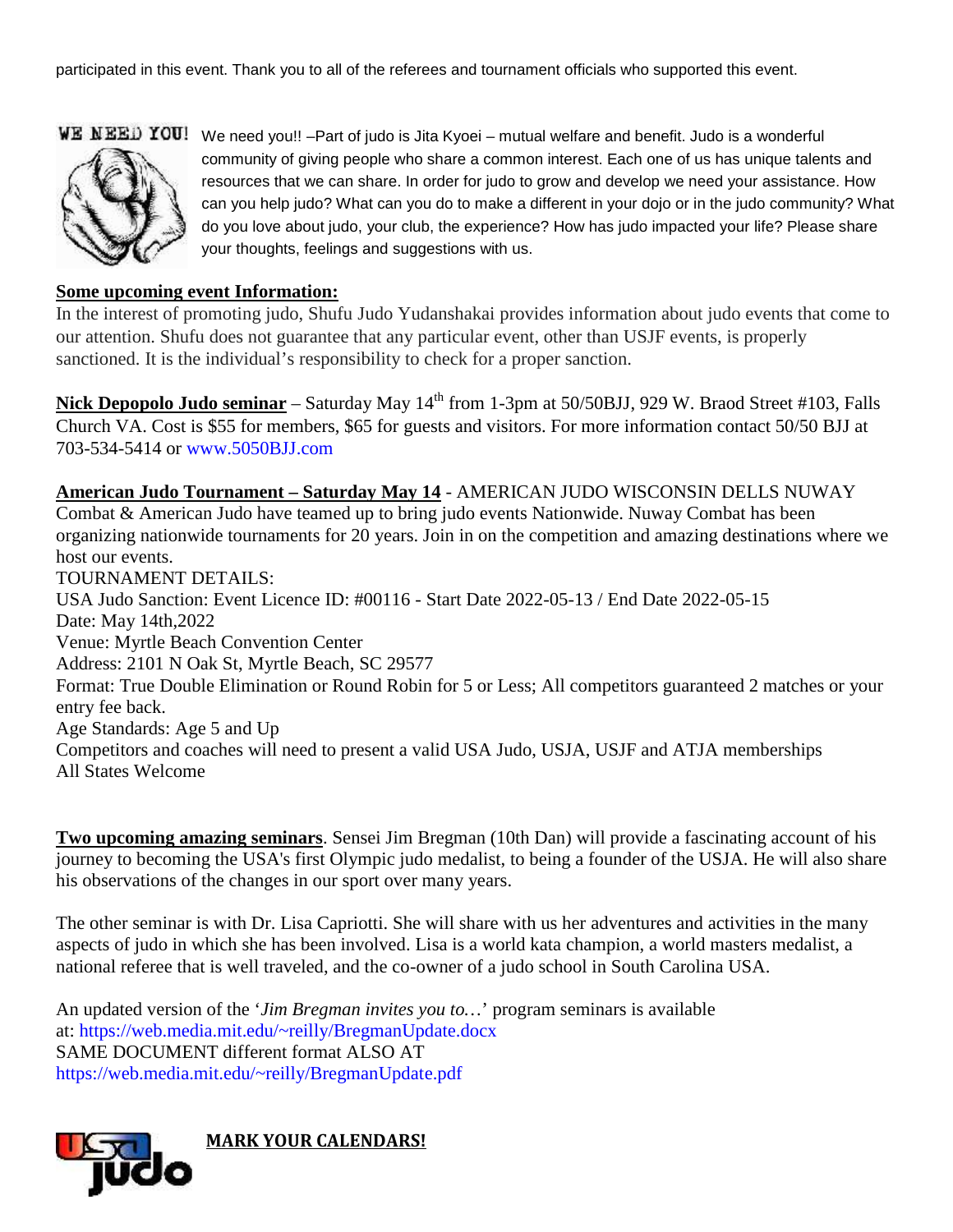participated in this event. Thank you to all of the referees and tournament officials who supported this event.

We need you!! –Part of judo is Jita Kyoei – mutual welfare and benefit. Judo is a wonderful community of giving people who share a common interest. Each one of us has unique talents and resources that we can share. In order for judo to grow and develop we need your assistance. How can you help judo? What can you do to make a different in your dojo or in the judo community? What do you love about judo, your club, the experience? How has judo impacted your life? Please share your thoughts, feelings and suggestions with us.

**Some upcoming event Information:**

In the interest of promoting judo, Shufu Judo Yudanshakai provides information about judo events that come to our attention. Shufu does not guarantee that any particular event, other than USJF events, is properly sanctioned. It is the individual's responsibility to check for a proper sanction.

**Nick Depopolo Judo seminar** – Saturday May 14th from 1-3pm at 50/50BJJ, 929 W. Braod Street #103, Falls Church VA. Cost is $55 for members, $65 for guests and visitors. For more information contact 50/50 BJJ at 703-534-5414 or www.5050BJJ.com

**American Judo Tournament – Saturday May 14** - AMERICAN JUDO WISCONSIN DELLS NUWAY Combat & American Judo have teamed up to bring judo events Nationwide. Nuway Combat has been organizing nationwide tournaments for 20 years. Join in on the competition and amazing destinations where we host our events.

TOURNAMENT DETAILS:
USA Judo Sanction: Event Licence ID: #00116 - Start Date 2022-05-13 / End Date 2022-05-15
Date: May 14th,2022
Venue: Myrtle Beach Convention Center
Address: 2101 N Oak St, Myrtle Beach, SC 29577
Format: True Double Elimination or Round Robin for 5 or Less; All competitors guaranteed 2 matches or your entry fee back.
Age Standards: Age 5 and Up
Competitors and coaches will need to present a valid USA Judo, USJA, USJF and ATJA memberships
All States Welcome

**Two upcoming amazing seminars**. Sensei Jim Bregman (10th Dan) will provide a fascinating account of his journey to becoming the USA's first Olympic judo medalist, to being a founder of the USJA. He will also share his observations of the changes in our sport over many years.

The other seminar is with Dr. Lisa Capriotti. She will share with us her adventures and activities in the many aspects of judo in which she has been involved. Lisa is a world kata champion, a world masters medalist, a national referee that is well traveled, and the co-owner of a judo school in South Carolina USA.

An updated version of the '*Jim Bregman invites you to…*' program seminars is available at: https://web.media.mit.edu/~reilly/BregmanUpdate.docx
SAME DOCUMENT different format ALSO AT
https://web.media.mit.edu/~reilly/BregmanUpdate.pdf

**MARK YOUR CALENDARS!**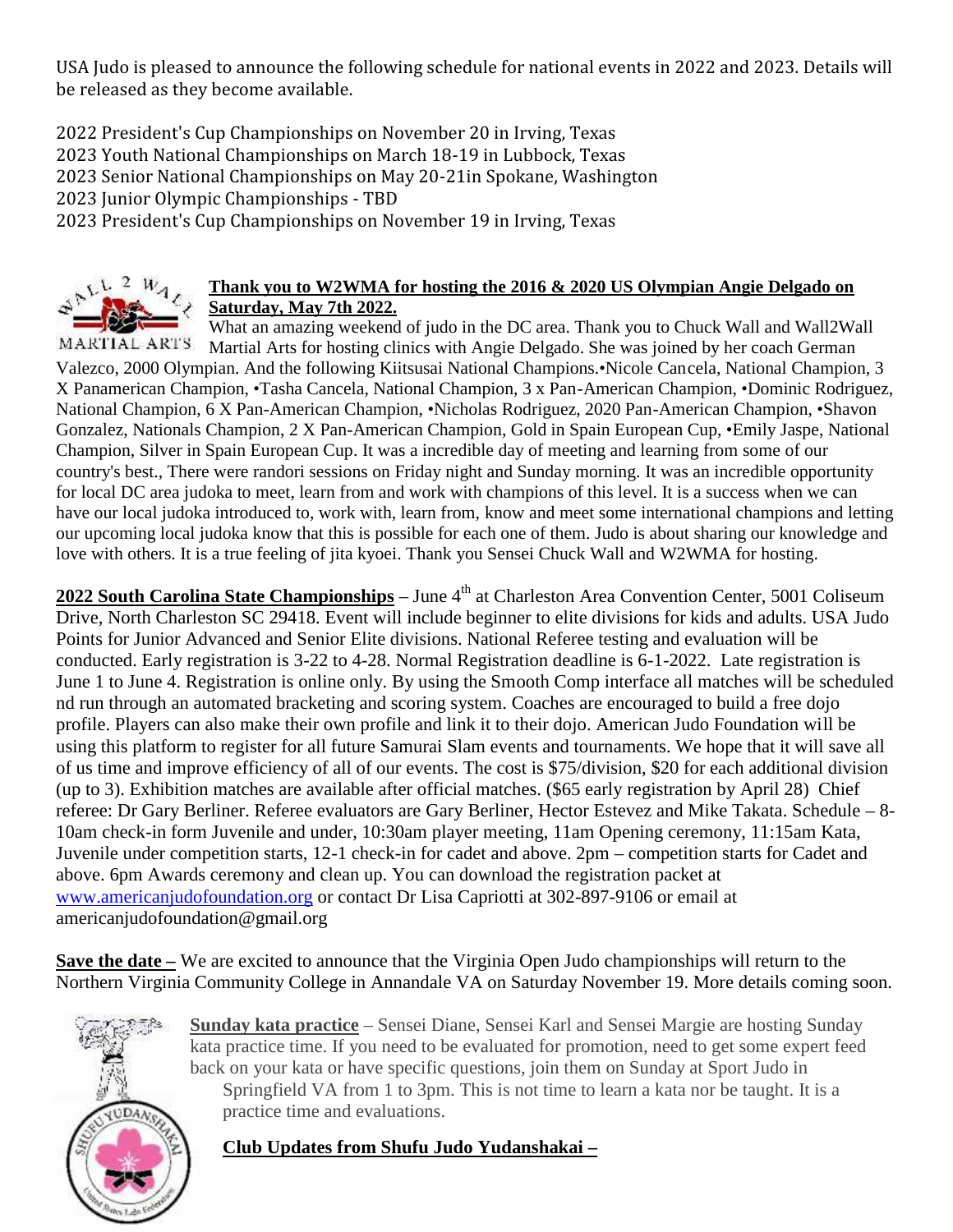USA Judo is pleased to announce the following schedule for national events in 2022 and 2023. Details will be released as they become available.

2022 President's Cup Championships on November 20 in Irving, Texas
2023 Youth National Championships on March 18-19 in Lubbock, Texas
2023 Senior National Championships on May 20-21in Spokane, Washington
2023 Junior Olympic Championships - TBD
2023 President's Cup Championships on November 19 in Irving, Texas

**Thank you to W2WMA for hosting the 2016 & 2020 US Olympian Angie Delgado on Saturday, May 7th 2022.**

What an amazing weekend of judo in the DC area. Thank you to Chuck Wall and Wall2Wall Martial Arts for hosting clinics with Angie Delgado. She was joined by her coach German Valezco, 2000 Olympian. And the following Kiitsusai National Champions.•Nicole Cancela, National Champion, 3 X Panamerican Champion, •Tasha Cancela, National Champion, 3 x Pan-American Champion, •Dominic Rodriguez, National Champion, 6 X Pan-American Champion, •Nicholas Rodriguez, 2020 Pan-American Champion, •Shavon Gonzalez, Nationals Champion, 2 X Pan-American Champion, Gold in Spain European Cup, •Emily Jaspe, National Champion, Silver in Spain European Cup. It was a incredible day of meeting and learning from some of our country's best., There were randori sessions on Friday night and Sunday morning. It was an incredible opportunity for local DC area judoka to meet, learn from and work with champions of this level. It is a success when we can have our local judoka introduced to, work with, learn from, know and meet some international champions and letting our upcoming local judoka know that this is possible for each one of them. Judo is about sharing our knowledge and love with others. It is a true feeling of jita kyoei. Thank you Sensei Chuck Wall and W2WMA for hosting.

**2022 South Carolina State Championships** – June 4th at Charleston Area Convention Center, 5001 Coliseum Drive, North Charleston SC 29418. Event will include beginner to elite divisions for kids and adults. USA Judo Points for Junior Advanced and Senior Elite divisions. National Referee testing and evaluation will be conducted. Early registration is 3-22 to 4-28. Normal Registration deadline is 6-1-2022. Late registration is June 1 to June 4. Registration is online only. By using the Smooth Comp interface all matches will be scheduled nd run through an automated bracketing and scoring system. Coaches are encouraged to build a free dojo profile. Players can also make their own profile and link it to their dojo. American Judo Foundation will be using this platform to register for all future Samurai Slam events and tournaments. We hope that it will save all of us time and improve efficiency of all of our events. The cost is $75/division, $20 for each additional division (up to 3). Exhibition matches are available after official matches. ($65 early registration by April 28) Chief referee: Dr Gary Berliner. Referee evaluators are Gary Berliner, Hector Estevez and Mike Takata. Schedule – 8-10am check-in form Juvenile and under, 10:30am player meeting, 11am Opening ceremony, 11:15am Kata, Juvenile under competition starts, 12-1 check-in for cadet and above. 2pm – competition starts for Cadet and above. 6pm Awards ceremony and clean up. You can download the registration packet at www.americanjudofoundation.org or contact Dr Lisa Capriotti at 302-897-9106 or email at americanjudofoundation@gmail.org

**Save the date –** We are excited to announce that the Virginia Open Judo championships will return to the Northern Virginia Community College in Annandale VA on Saturday November 19. More details coming soon.

**Sunday kata practice** – Sensei Diane, Sensei Karl and Sensei Margie are hosting Sunday kata practice time. If you need to be evaluated for promotion, need to get some expert feed back on your kata or have specific questions, join them on Sunday at Sport Judo in Springfield VA from 1 to 3pm. This is not time to learn a kata nor be taught. It is a practice time and evaluations.

**Club Updates from Shufu Judo Yudanshakai –**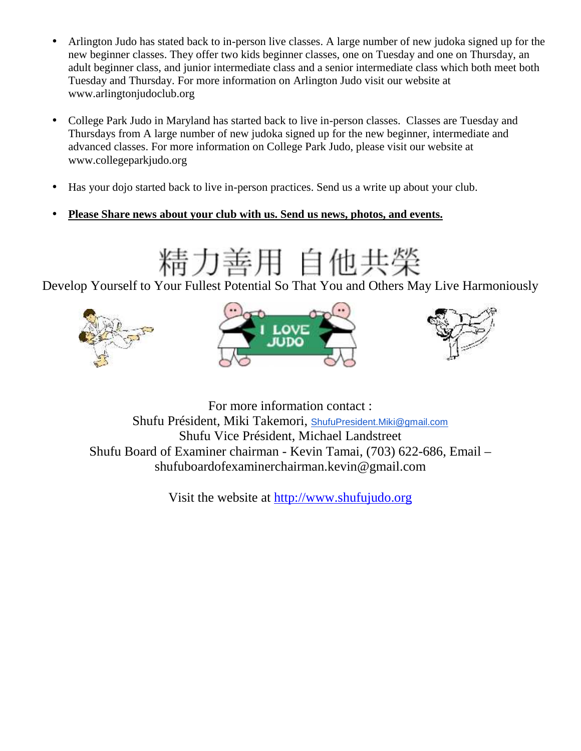- Arlington Judo has stated back to in-person live classes. A large number of new judoka signed up for the new beginner classes. They offer two kids beginner classes, one on Tuesday and one on Thursday, an adult beginner class, and junior intermediate class and a senior intermediate class which both meet both Tuesday and Thursday. For more information on Arlington Judo visit our website at www.arlingtonjudoclub.org

- College Park Judo in Maryland has started back to live in-person classes. Classes are Tuesday and Thursdays from A large number of new judoka signed up for the new beginner, intermediate and advanced classes. For more information on College Park Judo, please visit our website at www.collegeparkjudo.org

- Has your dojo started back to live in-person practices. Send us a write up about your club.

- **Please Share news about your club with us. Send us news, photos, and events.**

精力善用 自他共榮

Develop Yourself to Your Fullest Potential So That You and Others May Live Harmoniously

For more information contact :
Shufu Président, Miki Takemori, ShufuPresident.Miki@gmail.com
Shufu Vice Président, Michael Landstreet
Shufu Board of Examiner chairman - Kevin Tamai, (703) 622-686, Email – shufuboardofexaminerchairman.kevin@gmail.com

Visit the website at http://www.shufujudo.org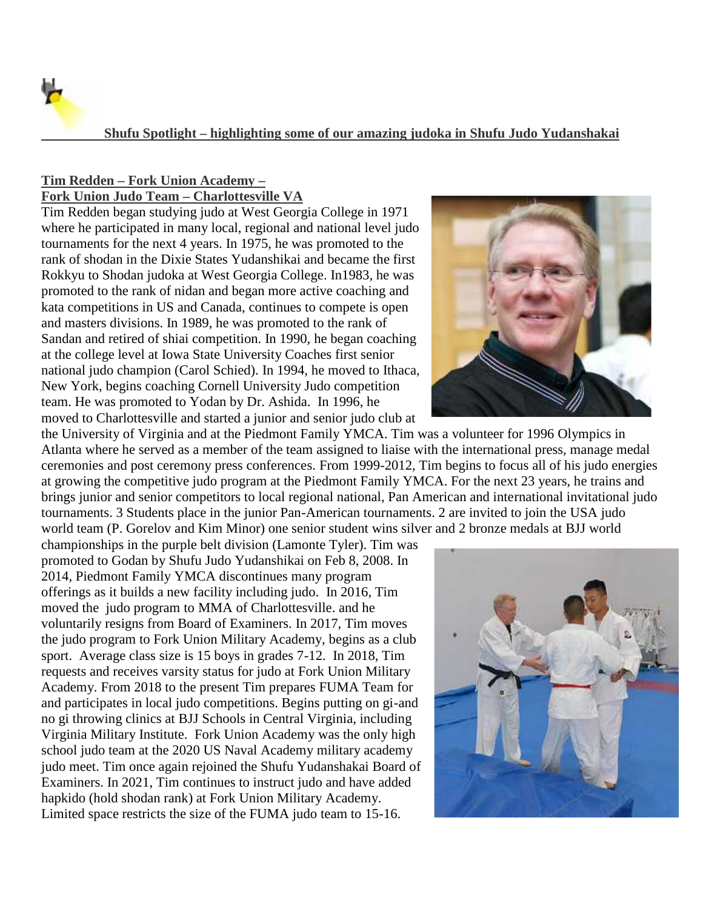**Shufu Spotlight – highlighting some of our amazing judoka in Shufu Judo Yudanshakai**

**Tim Redden – Fork Union Academy –**
**Fork Union Judo Team – Charlottesville VA**

Tim Redden began studying judo at West Georgia College in 1971 where he participated in many local, regional and national level judo tournaments for the next 4 years. In 1975, he was promoted to the rank of shodan in the Dixie States Yudanshikai and became the first Rokkyu to Shodan judoka at West Georgia College. In1983, he was promoted to the rank of nidan and began more active coaching and kata competitions in US and Canada, continues to compete is open and masters divisions. In 1989, he was promoted to the rank of Sandan and retired of shiai competition. In 1990, he began coaching at the college level at Iowa State University Coaches first senior national judo champion (Carol Schied). In 1994, he moved to Ithaca, New York, begins coaching Cornell University Judo competition team. He was promoted to Yodan by Dr. Ashida. In 1996, he moved to Charlottesville and started a junior and senior judo club at the University of Virginia and at the Piedmont Family YMCA. Tim was a volunteer for 1996 Olympics in Atlanta where he served as a member of the team assigned to liaise with the international press, manage medal ceremonies and post ceremony press conferences. From 1999-2012, Tim begins to focus all of his judo energies at growing the competitive judo program at the Piedmont Family YMCA. For the next 23 years, he trains and brings junior and senior competitors to local regional national, Pan American and international invitational judo tournaments. 3 Students place in the junior Pan-American tournaments. 2 are invited to join the USA judo world team (P. Gorelov and Kim Minor) one senior student wins silver and 2 bronze medals at BJJ world championships in the purple belt division (Lamonte Tyler). Tim was promoted to Godan by Shufu Judo Yudanshikai on Feb 8, 2008. In 2014, Piedmont Family YMCA discontinues many program offerings as it builds a new facility including judo. In 2016, Tim moved the judo program to MMA of Charlottesville. and he voluntarily resigns from Board of Examiners. In 2017, Tim moves the judo program to Fork Union Military Academy, begins as a club sport. Average class size is 15 boys in grades 7-12. In 2018, Tim requests and receives varsity status for judo at Fork Union Military Academy. From 2018 to the present Tim prepares FUMA Team for and participates in local judo competitions. Begins putting on gi-and no gi throwing clinics at BJJ Schools in Central Virginia, including Virginia Military Institute. Fork Union Academy was the only high school judo team at the 2020 US Naval Academy military academy judo meet. Tim once again rejoined the Shufu Yudanshakai Board of Examiners. In 2021, Tim continues to instruct judo and have added hapkido (hold shodan rank) at Fork Union Military Academy. Limited space restricts the size of the FUMA judo team to 15-16.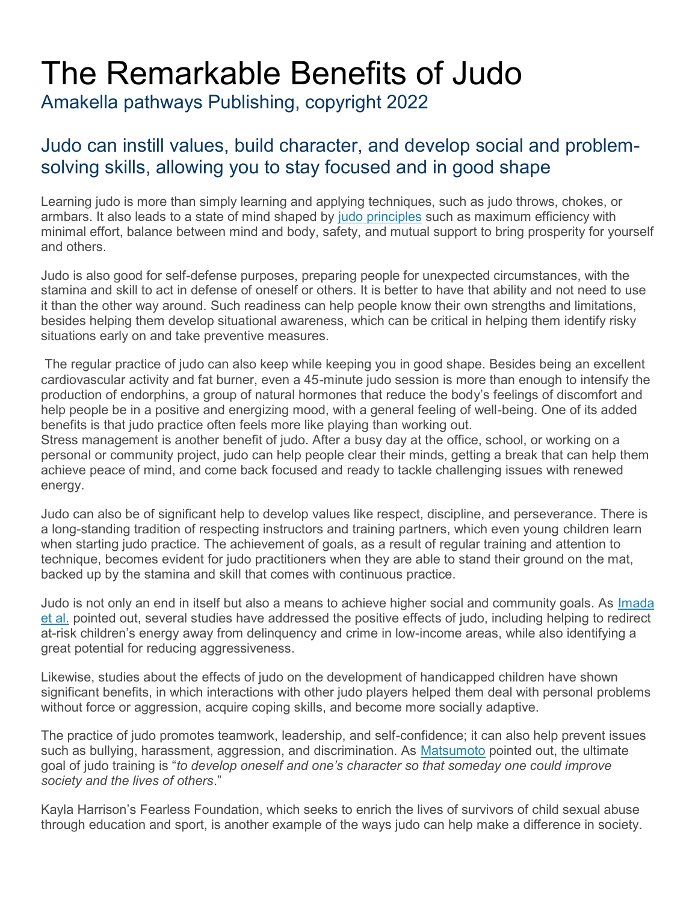# The Remarkable Benefits of Judo

Amakella pathways Publishing, copyright 2022

## Judo can instill values, build character, and develop social and problem-solving skills, allowing you to stay focused and in good shape

Learning judo is more than simply learning and applying techniques, such as judo throws, chokes, or armbars. It also leads to a state of mind shaped by [judo principles] such as maximum efficiency with minimal effort, balance between mind and body, safety, and mutual support to bring prosperity for yourself and others.

Judo is also good for self-defense purposes, preparing people for unexpected circumstances, with the stamina and skill to act in defense of oneself or others. It is better to have that ability and not need to use it than the other way around. Such readiness can help people know their own strengths and limitations, besides helping them develop situational awareness, which can be critical in helping them identify risky situations early on and take preventive measures.

The regular practice of judo can also keep while keeping you in good shape. Besides being an excellent cardiovascular activity and fat burner, even a 45-minute judo session is more than enough to intensify the production of endorphins, a group of natural hormones that reduce the body's feelings of discomfort and help people be in a positive and energizing mood, with a general feeling of well-being. One of its added benefits is that judo practice often feels more like playing than working out.

Stress management is another benefit of judo. After a busy day at the office, school, or working on a personal or community project, judo can help people clear their minds, getting a break that can help them achieve peace of mind, and come back focused and ready to tackle challenging issues with renewed energy.

Judo can also be of significant help to develop values like respect, discipline, and perseverance. There is a long-standing tradition of respecting instructors and training partners, which even young children learn when starting judo practice. The achievement of goals, as a result of regular training and attention to technique, becomes evident for judo practitioners when they are able to stand their ground on the mat, backed up by the stamina and skill that comes with continuous practice.

Judo is not only an end in itself but also a means to achieve higher social and community goals. As Imada et al. pointed out, several studies have addressed the positive effects of judo, including helping to redirect at-risk children's energy away from delinquency and crime in low-income areas, while also identifying a great potential for reducing aggressiveness.

Likewise, studies about the effects of judo on the development of handicapped children have shown significant benefits, in which interactions with other judo players helped them deal with personal problems without force or aggression, acquire coping skills, and become more socially adaptive.

The practice of judo promotes teamwork, leadership, and self-confidence; it can also help prevent issues such as bullying, harassment, aggression, and discrimination. As Matsumoto pointed out, the ultimate goal of judo training is "*to develop oneself and one's character so that someday one could improve society and the lives of others*."

Kayla Harrison's Fearless Foundation, which seeks to enrich the lives of survivors of child sexual abuse through education and sport, is another example of the ways judo can help make a difference in society.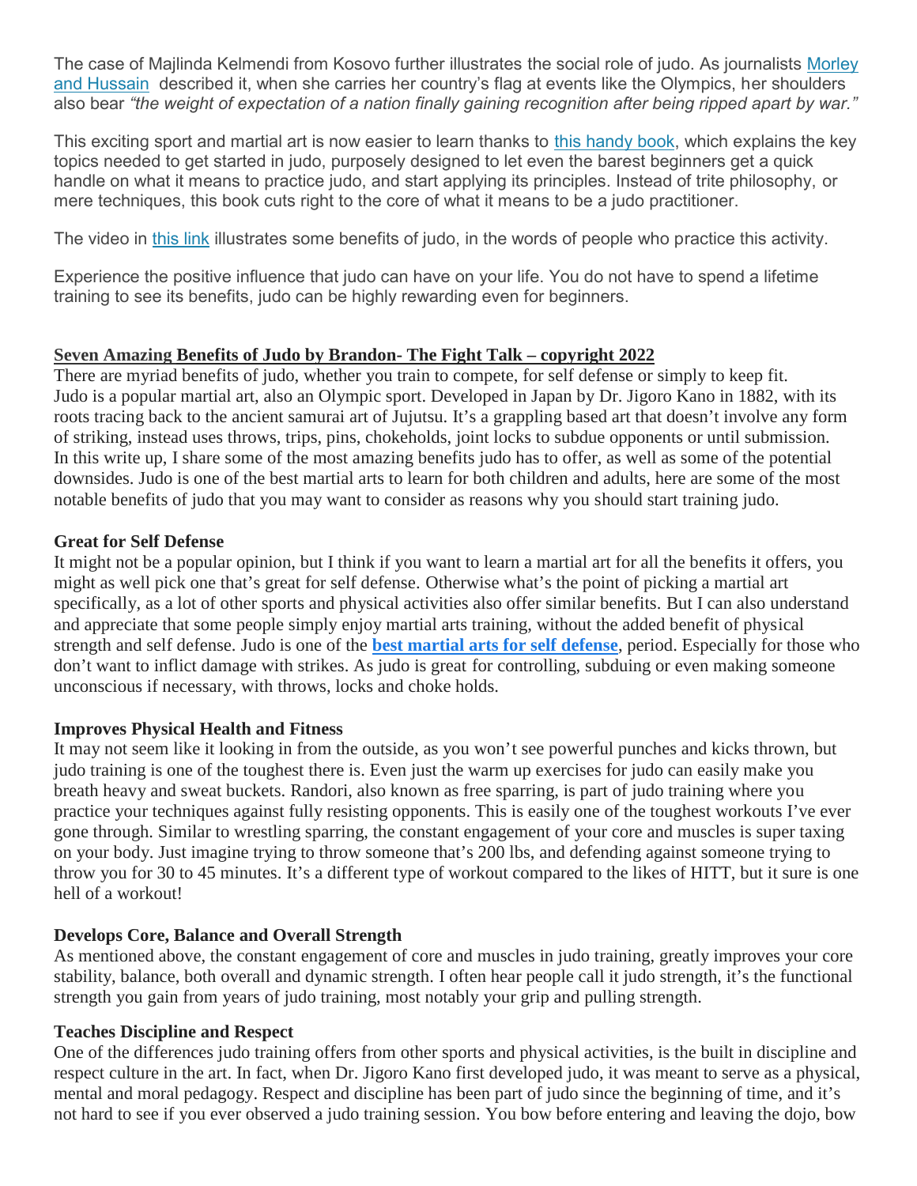The case of Majlinda Kelmendi from Kosovo further illustrates the social role of judo. As journalists Morley and Hussain described it, when she carries her country's flag at events like the Olympics, her shoulders also bear *"the weight of expectation of a nation finally gaining recognition after being ripped apart by war."*

This exciting sport and martial art is now easier to learn thanks to this handy book, which explains the key topics needed to get started in judo, purposely designed to let even the barest beginners get a quick handle on what it means to practice judo, and start applying its principles. Instead of trite philosophy, or mere techniques, this book cuts right to the core of what it means to be a judo practitioner.

The video in this link illustrates some benefits of judo, in the words of people who practice this activity.

Experience the positive influence that judo can have on your life. You do not have to spend a lifetime training to see its benefits, judo can be highly rewarding even for beginners.

## Seven Amazing Benefits of Judo by Brandon- The Fight Talk – copyright 2022

There are myriad benefits of judo, whether you train to compete, for self defense or simply to keep fit. Judo is a popular martial art, also an Olympic sport. Developed in Japan by Dr. Jigoro Kano in 1882, with its roots tracing back to the ancient samurai art of Jujutsu. It's a grappling based art that doesn't involve any form of striking, instead uses throws, trips, pins, chokeholds, joint locks to subdue opponents or until submission. In this write up, I share some of the most amazing benefits judo has to offer, as well as some of the potential downsides. Judo is one of the best martial arts to learn for both children and adults, here are some of the most notable benefits of judo that you may want to consider as reasons why you should start training judo.

### Great for Self Defense

It might not be a popular opinion, but I think if you want to learn a martial art for all the benefits it offers, you might as well pick one that's great for self defense. Otherwise what's the point of picking a martial art specifically, as a lot of other sports and physical activities also offer similar benefits. But I can also understand and appreciate that some people simply enjoy martial arts training, without the added benefit of physical strength and self defense. Judo is one of the **best martial arts for self defense**, period. Especially for those who don't want to inflict damage with strikes. As judo is great for controlling, subduing or even making someone unconscious if necessary, with throws, locks and choke holds.

### Improves Physical Health and Fitness

It may not seem like it looking in from the outside, as you won't see powerful punches and kicks thrown, but judo training is one of the toughest there is. Even just the warm up exercises for judo can easily make you breath heavy and sweat buckets. Randori, also known as free sparring, is part of judo training where you practice your techniques against fully resisting opponents. This is easily one of the toughest workouts I've ever gone through. Similar to wrestling sparring, the constant engagement of your core and muscles is super taxing on your body. Just imagine trying to throw someone that's 200 lbs, and defending against someone trying to throw you for 30 to 45 minutes. It's a different type of workout compared to the likes of HITT, but it sure is one hell of a workout!

### Develops Core, Balance and Overall Strength

As mentioned above, the constant engagement of core and muscles in judo training, greatly improves your core stability, balance, both overall and dynamic strength. I often hear people call it judo strength, it's the functional strength you gain from years of judo training, most notably your grip and pulling strength.

### Teaches Discipline and Respect

One of the differences judo training offers from other sports and physical activities, is the built in discipline and respect culture in the art. In fact, when Dr. Jigoro Kano first developed judo, it was meant to serve as a physical, mental and moral pedagogy. Respect and discipline has been part of judo since the beginning of time, and it's not hard to see if you ever observed a judo training session. You bow before entering and leaving the dojo, bow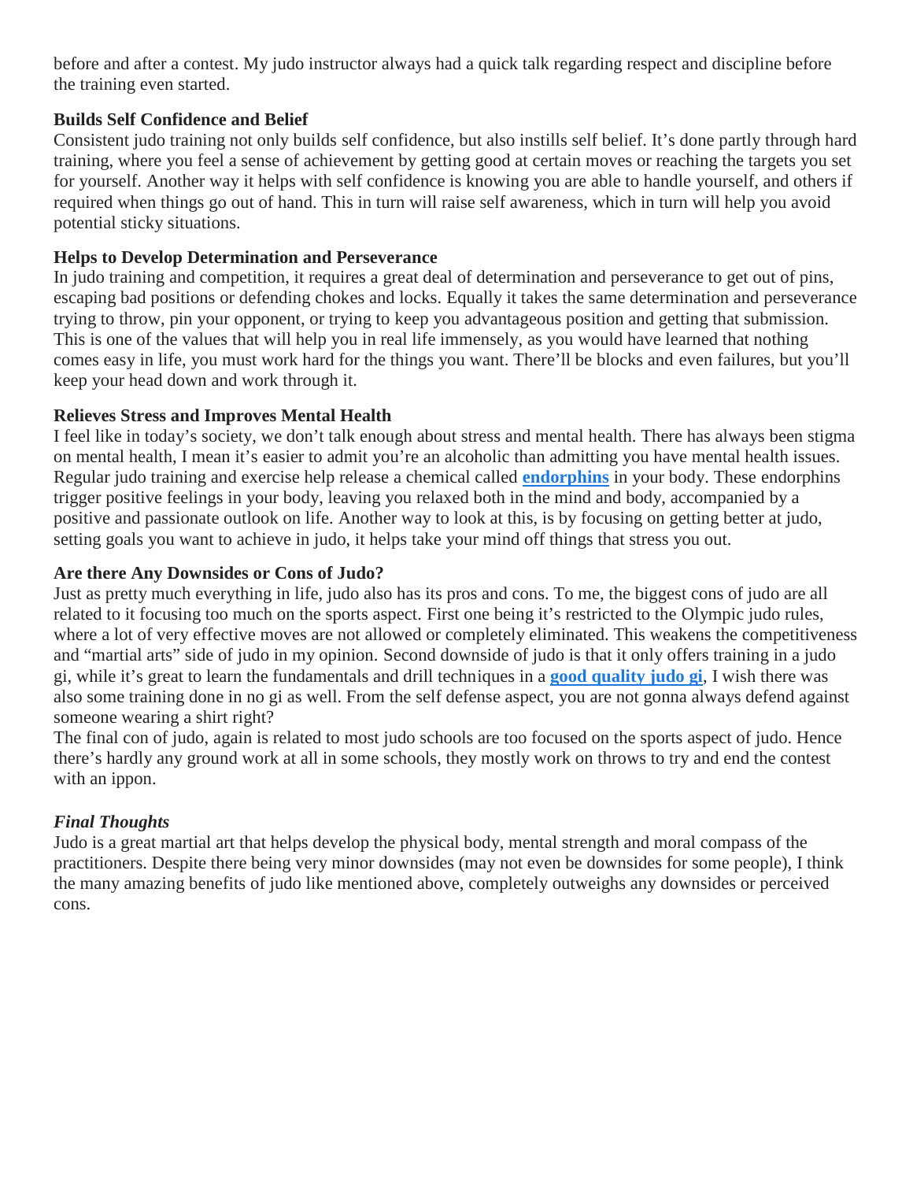before and after a contest. My judo instructor always had a quick talk regarding respect and discipline before the training even started.

**Builds Self Confidence and Belief**

Consistent judo training not only builds self confidence, but also instills self belief. It's done partly through hard training, where you feel a sense of achievement by getting good at certain moves or reaching the targets you set for yourself. Another way it helps with self confidence is knowing you are able to handle yourself, and others if required when things go out of hand. This in turn will raise self awareness, which in turn will help you avoid potential sticky situations.

**Helps to Develop Determination and Perseverance**

In judo training and competition, it requires a great deal of determination and perseverance to get out of pins, escaping bad positions or defending chokes and locks. Equally it takes the same determination and perseverance trying to throw, pin your opponent, or trying to keep you advantageous position and getting that submission. This is one of the values that will help you in real life immensely, as you would have learned that nothing comes easy in life, you must work hard for the things you want. There'll be blocks and even failures, but you'll keep your head down and work through it.

**Relieves Stress and Improves Mental Health**

I feel like in today's society, we don't talk enough about stress and mental health. There has always been stigma on mental health, I mean it's easier to admit you're an alcoholic than admitting you have mental health issues. Regular judo training and exercise help release a chemical called **endorphins** in your body. These endorphins trigger positive feelings in your body, leaving you relaxed both in the mind and body, accompanied by a positive and passionate outlook on life. Another way to look at this, is by focusing on getting better at judo, setting goals you want to achieve in judo, it helps take your mind off things that stress you out.

**Are there Any Downsides or Cons of Judo?**

Just as pretty much everything in life, judo also has its pros and cons. To me, the biggest cons of judo are all related to it focusing too much on the sports aspect. First one being it's restricted to the Olympic judo rules, where a lot of very effective moves are not allowed or completely eliminated. This weakens the competitiveness and "martial arts" side of judo in my opinion. Second downside of judo is that it only offers training in a judo gi, while it's great to learn the fundamentals and drill techniques in a **good quality judo gi**, I wish there was also some training done in no gi as well. From the self defense aspect, you are not gonna always defend against someone wearing a shirt right?

The final con of judo, again is related to most judo schools are too focused on the sports aspect of judo. Hence there's hardly any ground work at all in some schools, they mostly work on throws to try and end the contest with an ippon.

***Final Thoughts***

Judo is a great martial art that helps develop the physical body, mental strength and moral compass of the practitioners. Despite there being very minor downsides (may not even be downsides for some people), I think the many amazing benefits of judo like mentioned above, completely outweighs any downsides or perceived cons.